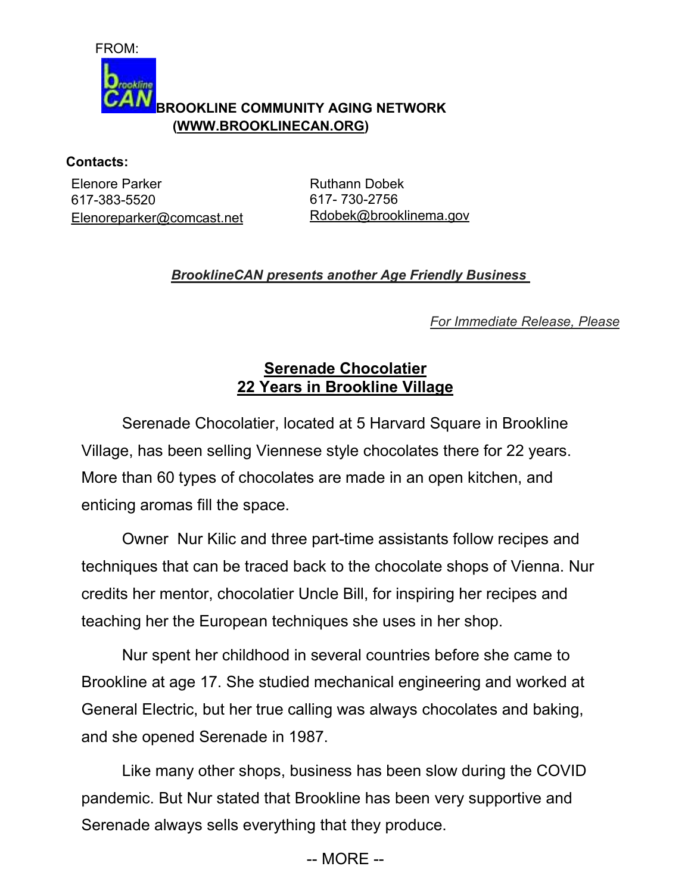FROM:

**BROOKLINE COMMUNITY AGING NETWORK**
**(WWW.BROOKLINECAN.ORG)**

**Contacts:**

Elenore Parker
617-383-5520
Elenoreparker@comcast.net

Ruthann Dobek
617- 730-2756
Rdobek@brooklinema.gov

***BrooklineCAN presents another Age Friendly Business***

*For Immediate Release, Please*

## Serenade Chocolatier
## 22 Years in Brookline Village

Serenade Chocolatier, located at 5 Harvard Square in Brookline Village, has been selling Viennese style chocolates there for 22 years. More than 60 types of chocolates are made in an open kitchen, and enticing aromas fill the space.

Owner Nur Kilic and three part-time assistants follow recipes and techniques that can be traced back to the chocolate shops of Vienna. Nur credits her mentor, chocolatier Uncle Bill, for inspiring her recipes and teaching her the European techniques she uses in her shop.

Nur spent her childhood in several countries before she came to Brookline at age 17. She studied mechanical engineering and worked at General Electric, but her true calling was always chocolates and baking, and she opened Serenade in 1987.

Like many other shops, business has been slow during the COVID pandemic. But Nur stated that Brookline has been very supportive and Serenade always sells everything that they produce.

-- MORE --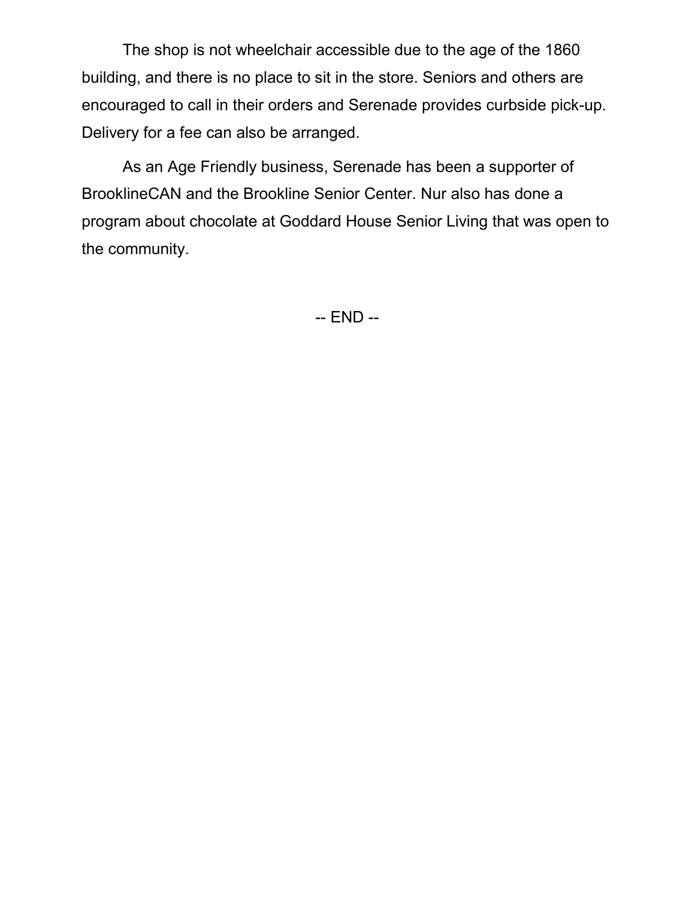The shop is not wheelchair accessible due to the age of the 1860 building, and there is no place to sit in the store. Seniors and others are encouraged to call in their orders and Serenade provides curbside pick-up. Delivery for a fee can also be arranged.

As an Age Friendly business, Serenade has been a supporter of BrooklineCAN and the Brookline Senior Center. Nur also has done a program about chocolate at Goddard House Senior Living that was open to the community.

-- END --